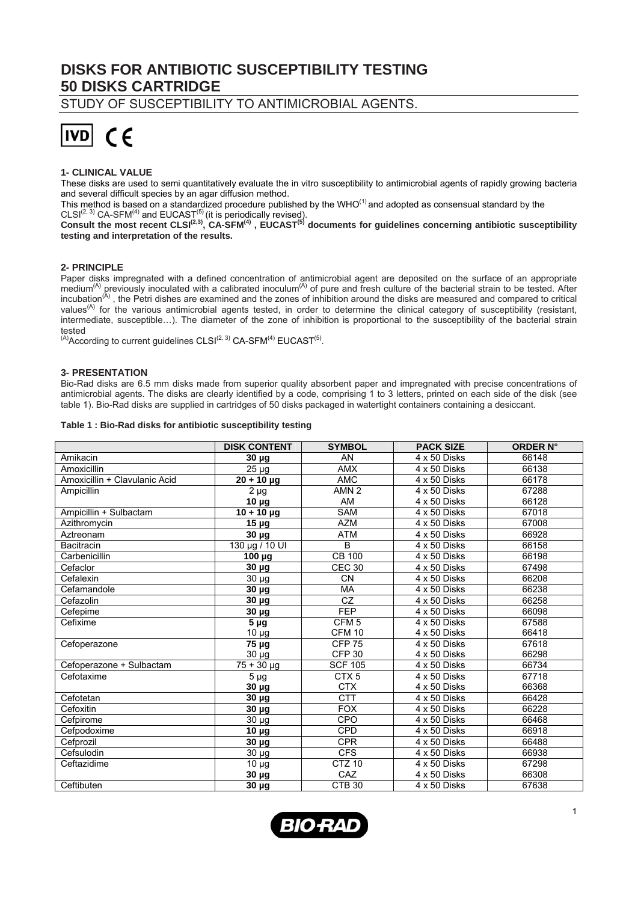# DISKS FOR ANTIBIOTIC SUSCEPTIBILITY TESTING
# 50 DISKS CARTRIDGE

## STUDY OF SUSCEPTIBILITY TO ANTIMICROBIAL AGENTS.

IVD CE

### 1- CLINICAL VALUE

These disks are used to semi quantitatively evaluate the in vitro susceptibility to antimicrobial agents of rapidly growing bacteria and several difficult species by an agar diffusion method.

This method is based on a standardized procedure published by the WHO[1] and adopted as consensual standard by the CLSI[2, 3] CA-SFM[4] and EUCAST[5] (it is periodically revised).

**Consult the most recent CLSI[2,3], CA-SFM[4] , EUCAST[5] documents for guidelines concerning antibiotic susceptibility testing and interpretation of the results.**

### 2- PRINCIPLE

Paper disks impregnated with a defined concentration of antimicrobial agent are deposited on the surface of an appropriate medium[A] previously inoculated with a calibrated inoculum[A] of pure and fresh culture of the bacterial strain to be tested. After incubation[A] , the Petri dishes are examined and the zones of inhibition around the disks are measured and compared to critical values[A] for the various antimicrobial agents tested, in order to determine the clinical category of susceptibility (resistant, intermediate, susceptible…). The diameter of the zone of inhibition is proportional to the susceptibility of the bacterial strain tested

[A]According to current guidelines CLSI[2, 3] CA-SFM[4] EUCAST[5].

### 3- PRESENTATION

Bio-Rad disks are 6.5 mm disks made from superior quality absorbent paper and impregnated with precise concentrations of antimicrobial agents. The disks are clearly identified by a code, comprising 1 to 3 letters, printed on each side of the disk (see table 1). Bio-Rad disks are supplied in cartridges of 50 disks packaged in watertight containers containing a desiccant.

**Table 1 : Bio-Rad disks for antibiotic susceptibility testing**

| | DISK CONTENT | SYMBOL | PACK SIZE | ORDER N° |
|---|---|---|---|---|
| Amikacin | **30 µg** | AN | 4 x 50 Disks | 66148 |
| Amoxicillin | 25 µg | AMX | 4 x 50 Disks | 66138 |
| Amoxicillin + Clavulanic Acid | **20 + 10 µg** | AMC | 4 x 50 Disks | 66178 |
| Ampicillin | 2 µg | AMN 2 | 4 x 50 Disks | 67288 |
| | **10 µg** | AM | 4 x 50 Disks | 66128 |
| Ampicillin + Sulbactam | **10 + 10 µg** | SAM | 4 x 50 Disks | 67018 |
| Azithromycin | **15 µg** | AZM | 4 x 50 Disks | 67008 |
| Aztreonam | **30 µg** | ATM | 4 x 50 Disks | 66928 |
| Bacitracin | 130 µg / 10 UI | B | 4 x 50 Disks | 66158 |
| Carbenicillin | **100 µg** | CB 100 | 4 x 50 Disks | 66198 |
| Cefaclor | **30 µg** | CEC 30 | 4 x 50 Disks | 67498 |
| Cefalexin | 30 µg | CN | 4 x 50 Disks | 66208 |
| Cefamandole | **30 µg** | MA | 4 x 50 Disks | 66238 |
| Cefazolin | **30 µg** | CZ | 4 x 50 Disks | 66258 |
| Cefepime | **30 µg** | FEP | 4 x 50 Disks | 66098 |
| Cefixime | **5 µg** | CFM 5 | 4 x 50 Disks | 67588 |
| | 10 µg | CFM 10 | 4 x 50 Disks | 66418 |
| Cefoperazone | **75 µg** | CFP 75 | 4 x 50 Disks | 67618 |
| | 30 µg | CFP 30 | 4 x 50 Disks | 66298 |
| Cefoperazone + Sulbactam | 75 + 30 µg | SCF 105 | 4 x 50 Disks | 66734 |
| Cefotaxime | 5 µg | CTX 5 | 4 x 50 Disks | 67718 |
| | **30 µg** | CTX | 4 x 50 Disks | 66368 |
| Cefotetan | **30 µg** | CTT | 4 x 50 Disks | 66428 |
| Cefoxitin | **30 µg** | FOX | 4 x 50 Disks | 66228 |
| Cefpirome | 30 µg | CPO | 4 x 50 Disks | 66468 |
| Cefpodoxime | **10 µg** | CPD | 4 x 50 Disks | 66918 |
| Cefprozil | **30 µg** | CPR | 4 x 50 Disks | 66488 |
| Cefsulodin | 30 µg | CFS | 4 x 50 Disks | 66938 |
| Ceftazidime | 10 µg | CTZ 10 | 4 x 50 Disks | 67298 |
| | **30 µg** | CAZ | 4 x 50 Disks | 66308 |
| Ceftibuten | **30 µg** | CTB 30 | 4 x 50 Disks | 67638 |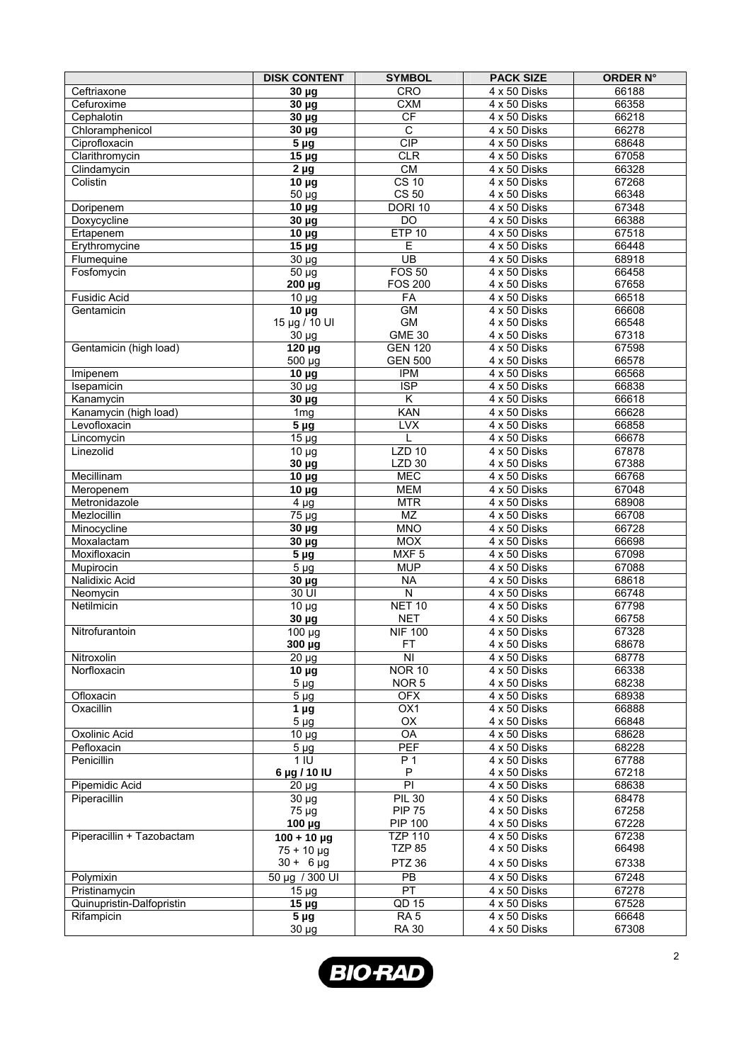| | DISK CONTENT | SYMBOL | PACK SIZE | ORDER N° |
|---|---|---|---|---|
| Ceftriaxone | **30 µg** | CRO | 4 x 50 Disks | 66188 |
| Cefuroxime | **30 µg** | CXM | 4 x 50 Disks | 66358 |
| Cephalotin | **30 µg** | CF | 4 x 50 Disks | 66218 |
| Chloramphenicol | **30 µg** | C | 4 x 50 Disks | 66278 |
| Ciprofloxacin | **5 µg** | CIP | 4 x 50 Disks | 68648 |
| Clarithromycin | **15 µg** | CLR | 4 x 50 Disks | 67058 |
| Clindamycin | **2 µg** | CM | 4 x 50 Disks | 66328 |
| Colistin | **10 µg** | CS 10 | 4 x 50 Disks | 67268 |
| | 50 µg | CS 50 | 4 x 50 Disks | 66348 |
| Doripenem | **10 µg** | DORI 10 | 4 x 50 Disks | 67348 |
| Doxycycline | **30 µg** | DO | 4 x 50 Disks | 66388 |
| Ertapenem | **10 µg** | ETP 10 | 4 x 50 Disks | 67518 |
| Erythromycine | **15 µg** | E | 4 x 50 Disks | 66448 |
| Flumequine | 30 µg | UB | 4 x 50 Disks | 68918 |
| Fosfomycin | 50 µg | FOS 50 | 4 x 50 Disks | 66458 |
| | **200 µg** | FOS 200 | 4 x 50 Disks | 67658 |
| Fusidic Acid | 10 µg | FA | 4 x 50 Disks | 66518 |
| Gentamicin | **10 µg** | GM | 4 x 50 Disks | 66608 |
| | 15 µg / 10 UI | GM | 4 x 50 Disks | 66548 |
| | 30 µg | GME 30 | 4 x 50 Disks | 67318 |
| Gentamicin (high load) | **120 µg** | GEN 120 | 4 x 50 Disks | 67598 |
| | 500 µg | GEN 500 | 4 x 50 Disks | 66578 |
| Imipenem | **10 µg** | IPM | 4 x 50 Disks | 66568 |
| Isepamicin | 30 µg | ISP | 4 x 50 Disks | 66838 |
| Kanamycin | **30 µg** | K | 4 x 50 Disks | 66618 |
| Kanamycin (high load) | 1mg | KAN | 4 x 50 Disks | 66628 |
| Levofloxacin | **5 µg** | LVX | 4 x 50 Disks | 66858 |
| Lincomycin | 15 µg | L | 4 x 50 Disks | 66678 |
| Linezolid | 10 µg | LZD 10 | 4 x 50 Disks | 67878 |
| | **30 µg** | LZD 30 | 4 x 50 Disks | 67388 |
| Mecillinam | **10 µg** | MEC | 4 x 50 Disks | 66768 |
| Meropenem | **10 µg** | MEM | 4 x 50 Disks | 67048 |
| Metronidazole | 4 µg | MTR | 4 x 50 Disks | 68908 |
| Mezlocillin | 75 µg | MZ | 4 x 50 Disks | 66708 |
| Minocycline | **30 µg** | MNO | 4 x 50 Disks | 66728 |
| Moxalactam | **30 µg** | MOX | 4 x 50 Disks | 66698 |
| Moxifloxacin | **5 µg** | MXF 5 | 4 x 50 Disks | 67098 |
| Mupirocin | 5 µg | MUP | 4 x 50 Disks | 67088 |
| Nalidixic Acid | **30 µg** | NA | 4 x 50 Disks | 68618 |
| Neomycin | 30 UI | N | 4 x 50 Disks | 66748 |
| Netilmicin | 10 µg | NET 10 | 4 x 50 Disks | 67798 |
| | **30 µg** | NET | 4 x 50 Disks | 66758 |
| Nitrofurantoin | 100 µg | NIF 100 | 4 x 50 Disks | 67328 |
| | **300 µg** | FT | 4 x 50 Disks | 68678 |
| Nitroxolin | 20 µg | NI | 4 x 50 Disks | 68778 |
| Norfloxacin | **10 µg** | NOR 10 | 4 x 50 Disks | 66338 |
| | 5 µg | NOR 5 | 4 x 50 Disks | 68238 |
| Ofloxacin | 5 µg | OFX | 4 x 50 Disks | 68938 |
| Oxacillin | **1 µg** | OX1 | 4 x 50 Disks | 66888 |
| | 5 µg | OX | 4 x 50 Disks | 66848 |
| Oxolinic Acid | 10 µg | OA | 4 x 50 Disks | 68628 |
| Pefloxacin | 5 µg | PEF | 4 x 50 Disks | 68228 |
| Penicillin | 1 IU | P 1 | 4 x 50 Disks | 67788 |
| | **6 µg / 10 IU** | P | 4 x 50 Disks | 67218 |
| Pipemidic Acid | 20 µg | PI | 4 x 50 Disks | 68638 |
| Piperacillin | 30 µg | PIL 30 | 4 x 50 Disks | 68478 |
| | 75 µg | PIP 75 | 4 x 50 Disks | 67258 |
| | **100 µg** | PIP 100 | 4 x 50 Disks | 67228 |
| Piperacillin + Tazobactam | **100 + 10 µg** | TZP 110 | 4 x 50 Disks | 67238 |
| | 75 + 10 µg | TZP 85 | 4 x 50 Disks | 66498 |
| | 30 + 6 µg | PTZ 36 | 4 x 50 Disks | 67338 |
| Polymixin | 50 µg / 300 UI | PB | 4 x 50 Disks | 67248 |
| Pristinamycin | 15 µg | PT | 4 x 50 Disks | 67278 |
| Quinupristin-Dalfopristin | **15 µg** | QD 15 | 4 x 50 Disks | 67528 |
| Rifampicin | **5 µg** | RA 5 | 4 x 50 Disks | 66648 |
| | 30 µg | RA 30 | 4 x 50 Disks | 67308 |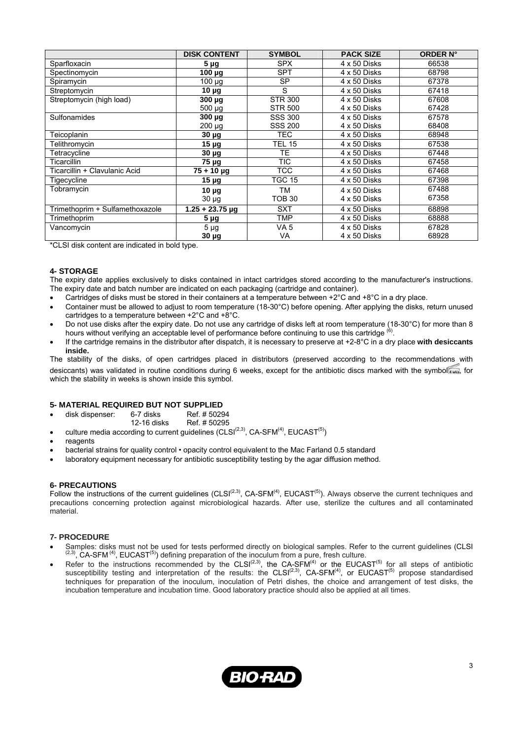|  | DISK CONTENT | SYMBOL | PACK SIZE | ORDER N° |
|---|---|---|---|---|
| Sparfloxacin | **5 µg** | SPX | 4 x 50 Disks | 66538 |
| Spectinomycin | **100 µg** | SPT | 4 x 50 Disks | 68798 |
| Spiramycin | 100 µg | SP | 4 x 50 Disks | 67378 |
| Streptomycin | **10 µg** | S | 4 x 50 Disks | 67418 |
| Streptomycin (high load) | **300 µg**<br>500 µg | STR 300<br>STR 500 | 4 x 50 Disks<br>4 x 50 Disks | 67608<br>67428 |
| Sulfonamides | **300 µg**<br>200 µg | SSS 300<br>SSS 200 | 4 x 50 Disks<br>4 x 50 Disks | 67578<br>68408 |
| Teicoplanin | **30 µg** | TEC | 4 x 50 Disks | 68948 |
| Telithromycin | **15 µg** | TEL 15 | 4 x 50 Disks | 67538 |
| Tetracycline | **30 µg** | TE | 4 x 50 Disks | 67448 |
| Ticarcillin | **75 µg** | TIC | 4 x 50 Disks | 67458 |
| Ticarcillin + Clavulanic Acid | **75 + 10 µg** | TCC | 4 x 50 Disks | 67468 |
| Tigecycline | **15 µg** | TGC 15 | 4 x 50 Disks | 67398 |
| Tobramycin | **10 µg**<br>30 µg | TM<br>TOB 30 | 4 x 50 Disks<br>4 x 50 Disks | 67488<br>67358 |
| Trimethoprim + Sulfamethoxazole | **1.25 + 23.75 µg** | SXT | 4 x 50 Disks | 68898 |
| Trimethoprim | **5 µg** | TMP | 4 x 50 Disks | 68888 |
| Vancomycin | 5 µg<br>**30 µg** | VA 5<br>VA | 4 x 50 Disks<br>4 x 50 Disks | 67828<br>68928 |

*CLSI disk content are indicated in bold type.

## 4- STORAGE

The expiry date applies exclusively to disks contained in intact cartridges stored according to the manufacturer's instructions. The expiry date and batch number are indicated on each packaging (cartridge and container).

- Cartridges of disks must be stored in their containers at a temperature between +2°C and +8°C in a dry place.
- Container must be allowed to adjust to room temperature (18-30°C) before opening. After applying the disks, return unused cartridges to a temperature between +2°C and +8°C.
- Do not use disks after the expiry date. Do not use any cartridge of disks left at room temperature (18-30°C) for more than 8 hours without verifying an acceptable level of performance before continuing to use this cartridge [6].
- If the cartridge remains in the distributor after dispatch, it is necessary to preserve at +2-8°C in a dry place **with desiccants inside.**

The stability of the disks, of open cartridges placed in distributors (preserved according to the recommendations with desiccants) was validated in routine conditions during 6 weeks, except for the antibiotic discs marked with the symbol 4 wks, for which the stability in weeks is shown inside this symbol.

## 5- MATERIAL REQUIRED BUT NOT SUPPLIED

- disk dispenser: 6-7 disks Ref. # 50294
  12-16 disks Ref. # 50295
- culture media according to current guidelines (CLSI[2,3], CA-SFM[4], EUCAST[5])
- reagents
- bacterial strains for quality control • opacity control equivalent to the Mac Farland 0.5 standard
- laboratory equipment necessary for antibiotic susceptibility testing by the agar diffusion method.

## 6- PRECAUTIONS

Follow the instructions of the current guidelines (CLSI[2,3], CA-SFM[4], EUCAST[5]). Always observe the current techniques and precautions concerning protection against microbiological hazards. After use, sterilize the cultures and all contaminated material.

## 7- PROCEDURE

- Samples: disks must not be used for tests performed directly on biological samples. Refer to the current guidelines (CLSI [2,3], CA-SFM [4], EUCAST[5]) defining preparation of the inoculum from a pure, fresh culture.
- Refer to the instructions recommended by the CLSI[2,3], the CA-SFM[4] or the EUCAST[5] for all steps of antibiotic susceptibility testing and interpretation of the results: the CLSI[2,3], CA-SFM[4], or EUCAST[5] propose standardised techniques for preparation of the inoculum, inoculation of Petri dishes, the choice and arrangement of test disks, the incubation temperature and incubation time. Good laboratory practice should also be applied at all times.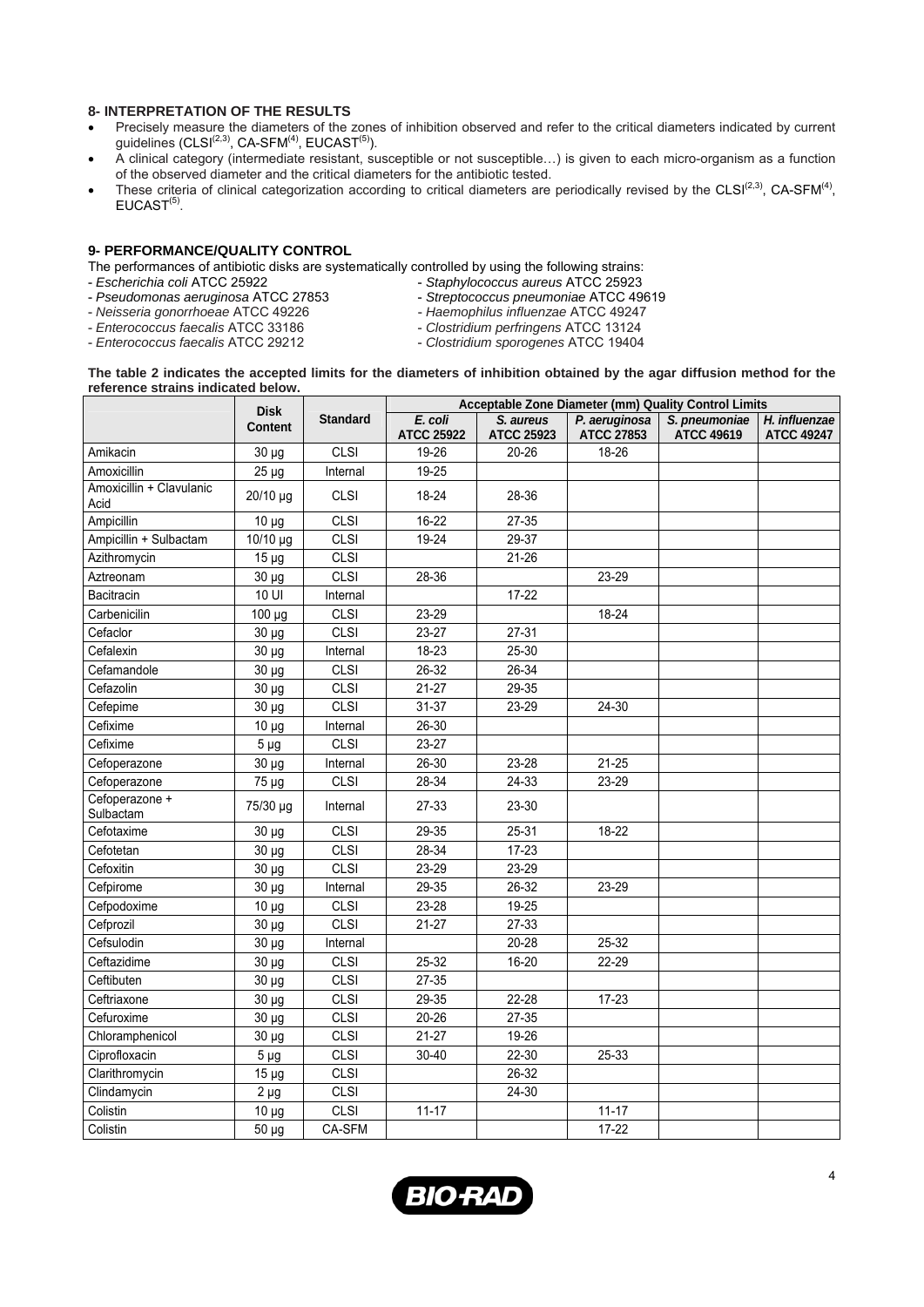## 8- INTERPRETATION OF THE RESULTS

- Precisely measure the diameters of the zones of inhibition observed and refer to the critical diameters indicated by current guidelines (CLSI[2,3], CA-SFM[4], EUCAST[5]).
- A clinical category (intermediate resistant, susceptible or not susceptible…) is given to each micro-organism as a function of the observed diameter and the critical diameters for the antibiotic tested.
- These criteria of clinical categorization according to critical diameters are periodically revised by the CLSI[2,3], CA-SFM[4], EUCAST[5].

## 9- PERFORMANCE/QUALITY CONTROL

The performances of antibiotic disks are systematically controlled by using the following strains:

- *Escherichia coli* ATCC 25922
- *Pseudomonas aeruginosa* ATCC 27853
- *Neisseria gonorrhoeae* ATCC 49226
- *Enterococcus faecalis* ATCC 33186
- *Enterococcus faecalis* ATCC 29212
- *Staphylococcus aureus* ATCC 25923
- *Streptococcus pneumoniae* ATCC 49619
- *Haemophilus influenzae* ATCC 49247
- *Clostridium perfringens* ATCC 13124
- *Clostridium sporogenes* ATCC 19404

**The table 2 indicates the accepted limits for the diameters of inhibition obtained by the agar diffusion method for the reference strains indicated below.**

| | Disk Content | Standard | Acceptable Zone Diameter (mm) Quality Control Limits | | | | |
|---|---|---|---|---|---|---|---|
| | | | *E. coli* ATCC 25922 | *S. aureus* ATCC 25923 | *P. aeruginosa* ATCC 27853 | *S. pneumoniae* ATCC 49619 | *H. influenzae* ATCC 49247 |
| Amikacin | 30 µg | CLSI | 19-26 | 20-26 | 18-26 | | |
| Amoxicillin | 25 µg | Internal | 19-25 | | | | |
| Amoxicillin + Clavulanic Acid | 20/10 µg | CLSI | 18-24 | 28-36 | | | |
| Ampicillin | 10 µg | CLSI | 16-22 | 27-35 | | | |
| Ampicillin + Sulbactam | 10/10 µg | CLSI | 19-24 | 29-37 | | | |
| Azithromycin | 15 µg | CLSI | | 21-26 | | | |
| Aztreonam | 30 µg | CLSI | 28-36 | | 23-29 | | |
| Bacitracin | 10 UI | Internal | | 17-22 | | | |
| Carbenicilin | 100 µg | CLSI | 23-29 | | 18-24 | | |
| Cefaclor | 30 µg | CLSI | 23-27 | 27-31 | | | |
| Cefalexin | 30 µg | Internal | 18-23 | 25-30 | | | |
| Cefamandole | 30 µg | CLSI | 26-32 | 26-34 | | | |
| Cefazolin | 30 µg | CLSI | 21-27 | 29-35 | | | |
| Cefepime | 30 µg | CLSI | 31-37 | 23-29 | 24-30 | | |
| Cefixime | 10 µg | Internal | 26-30 | | | | |
| Cefixime | 5 µg | CLSI | 23-27 | | | | |
| Cefoperazone | 30 µg | Internal | 26-30 | 23-28 | 21-25 | | |
| Cefoperazone | 75 µg | CLSI | 28-34 | 24-33 | 23-29 | | |
| Cefoperazone + Sulbactam | 75/30 µg | Internal | 27-33 | 23-30 | | | |
| Cefotaxime | 30 µg | CLSI | 29-35 | 25-31 | 18-22 | | |
| Cefotetan | 30 µg | CLSI | 28-34 | 17-23 | | | |
| Cefoxitin | 30 µg | CLSI | 23-29 | 23-29 | | | |
| Cefpirome | 30 µg | Internal | 29-35 | 26-32 | 23-29 | | |
| Cefpodoxime | 10 µg | CLSI | 23-28 | 19-25 | | | |
| Cefprozil | 30 µg | CLSI | 21-27 | 27-33 | | | |
| Cefsulodin | 30 µg | Internal | | 20-28 | 25-32 | | |
| Ceftazidime | 30 µg | CLSI | 25-32 | 16-20 | 22-29 | | |
| Ceftibuten | 30 µg | CLSI | 27-35 | | | | |
| Ceftriaxone | 30 µg | CLSI | 29-35 | 22-28 | 17-23 | | |
| Cefuroxime | 30 µg | CLSI | 20-26 | 27-35 | | | |
| Chloramphenicol | 30 µg | CLSI | 21-27 | 19-26 | | | |
| Ciprofloxacin | 5 µg | CLSI | 30-40 | 22-30 | 25-33 | | |
| Clarithromycin | 15 µg | CLSI | | 26-32 | | | |
| Clindamycin | 2 µg | CLSI | | 24-30 | | | |
| Colistin | 10 µg | CLSI | 11-17 | | 11-17 | | |
| Colistin | 50 µg | CA-SFM | | | 17-22 | | |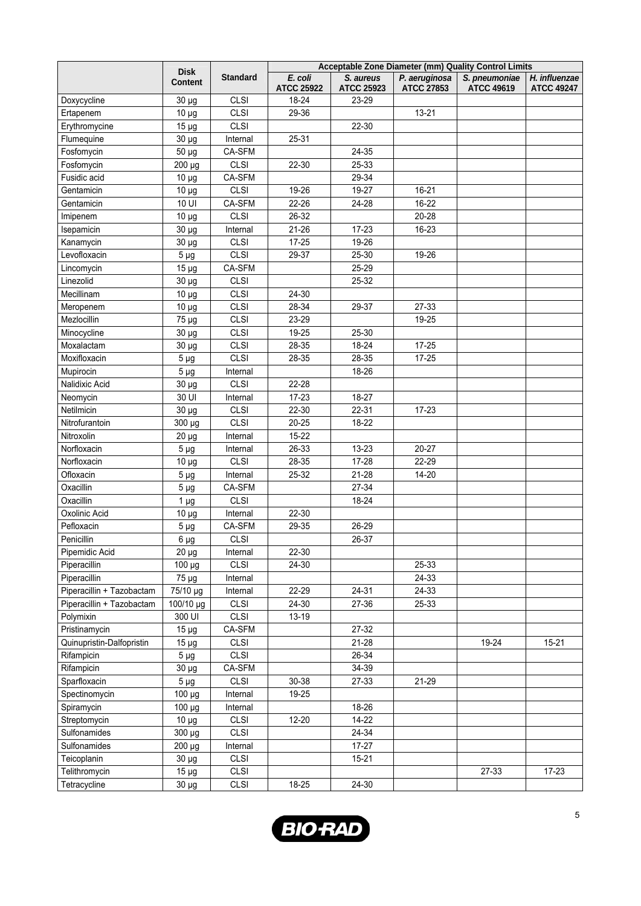| | Disk Content | Standard | Acceptable Zone Diameter (mm) Quality Control Limits | | | | |
|---|---|---|---|---|---|---|---|
| | | | *E. coli* ATCC 25922 | *S. aureus* ATCC 25923 | *P. aeruginosa* ATCC 27853 | *S. pneumoniae* ATCC 49619 | *H. influenzae* ATCC 49247 |
| Doxycycline | 30 µg | CLSI | 18-24 | 23-29 | | | |
| Ertapenem | 10 µg | CLSI | 29-36 | | 13-21 | | |
| Erythromycine | 15 µg | CLSI | | 22-30 | | | |
| Flumequine | 30 µg | Internal | 25-31 | | | | |
| Fosfomycin | 50 µg | CA-SFM | | 24-35 | | | |
| Fosfomycin | 200 µg | CLSI | 22-30 | 25-33 | | | |
| Fusidic acid | 10 µg | CA-SFM | | 29-34 | | | |
| Gentamicin | 10 µg | CLSI | 19-26 | 19-27 | 16-21 | | |
| Gentamicin | 10 UI | CA-SFM | 22-26 | 24-28 | 16-22 | | |
| Imipenem | 10 µg | CLSI | 26-32 | | 20-28 | | |
| Isepamicin | 30 µg | Internal | 21-26 | 17-23 | 16-23 | | |
| Kanamycin | 30 µg | CLSI | 17-25 | 19-26 | | | |
| Levofloxacin | 5 µg | CLSI | 29-37 | 25-30 | 19-26 | | |
| Lincomycin | 15 µg | CA-SFM | | 25-29 | | | |
| Linezolid | 30 µg | CLSI | | 25-32 | | | |
| Mecillinam | 10 µg | CLSI | 24-30 | | | | |
| Meropenem | 10 µg | CLSI | 28-34 | 29-37 | 27-33 | | |
| Mezlocillin | 75 µg | CLSI | 23-29 | | 19-25 | | |
| Minocycline | 30 µg | CLSI | 19-25 | 25-30 | | | |
| Moxalactam | 30 µg | CLSI | 28-35 | 18-24 | 17-25 | | |
| Moxifloxacin | 5 µg | CLSI | 28-35 | 28-35 | 17-25 | | |
| Mupirocin | 5 µg | Internal | | 18-26 | | | |
| Nalidixic Acid | 30 µg | CLSI | 22-28 | | | | |
| Neomycin | 30 UI | Internal | 17-23 | 18-27 | | | |
| Netilmicin | 30 µg | CLSI | 22-30 | 22-31 | 17-23 | | |
| Nitrofurantoin | 300 µg | CLSI | 20-25 | 18-22 | | | |
| Nitroxolin | 20 µg | Internal | 15-22 | | | | |
| Norfloxacin | 5 µg | Internal | 26-33 | 13-23 | 20-27 | | |
| Norfloxacin | 10 µg | CLSI | 28-35 | 17-28 | 22-29 | | |
| Ofloxacin | 5 µg | Internal | 25-32 | 21-28 | 14-20 | | |
| Oxacillin | 5 µg | CA-SFM | | 27-34 | | | |
| Oxacillin | 1 µg | CLSI | | 18-24 | | | |
| Oxolinic Acid | 10 µg | Internal | 22-30 | | | | |
| Pefloxacin | 5 µg | CA-SFM | 29-35 | 26-29 | | | |
| Penicillin | 6 µg | CLSI | | 26-37 | | | |
| Pipemidic Acid | 20 µg | Internal | 22-30 | | | | |
| Piperacillin | 100 µg | CLSI | 24-30 | | 25-33 | | |
| Piperacillin | 75 µg | Internal | | | 24-33 | | |
| Piperacillin + Tazobactam | 75/10 µg | Internal | 22-29 | 24-31 | 24-33 | | |
| Piperacillin + Tazobactam | 100/10 µg | CLSI | 24-30 | 27-36 | 25-33 | | |
| Polymixin | 300 UI | CLSI | 13-19 | | | | |
| Pristinamycin | 15 µg | CA-SFM | | 27-32 | | | |
| Quinupristin-Dalfopristin | 15 µg | CLSI | | 21-28 | | 19-24 | 15-21 |
| Rifampicin | 5 µg | CLSI | | 26-34 | | | |
| Rifampicin | 30 µg | CA-SFM | | 34-39 | | | |
| Sparfloxacin | 5 µg | CLSI | 30-38 | 27-33 | 21-29 | | |
| Spectinomycin | 100 µg | Internal | 19-25 | | | | |
| Spiramycin | 100 µg | Internal | | 18-26 | | | |
| Streptomycin | 10 µg | CLSI | 12-20 | 14-22 | | | |
| Sulfonamides | 300 µg | CLSI | | 24-34 | | | |
| Sulfonamides | 200 µg | Internal | | 17-27 | | | |
| Teicoplanin | 30 µg | CLSI | | 15-21 | | | |
| Telithromycin | 15 µg | CLSI | | | | 27-33 | 17-23 |
| Tetracycline | 30 µg | CLSI | 18-25 | 24-30 | | | |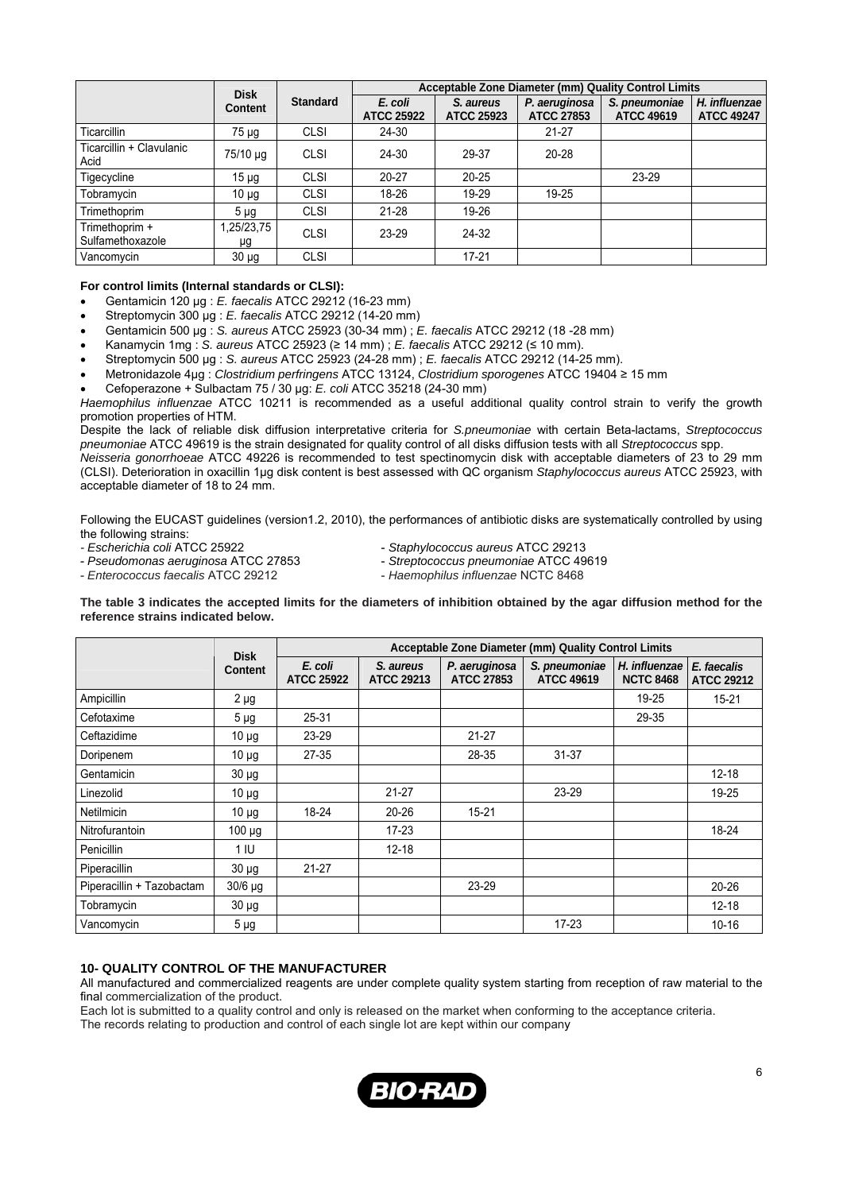| | Disk Content | Standard | Acceptable Zone Diameter (mm) Quality Control Limits | | | | |
|---|---|---|---|---|---|---|---|
| | | | *E. coli* ATCC 25922 | *S. aureus* ATCC 25923 | *P. aeruginosa* ATCC 27853 | *S. pneumoniae* ATCC 49619 | *H. influenzae* ATCC 49247 |
| Ticarcillin | 75 µg | CLSI | 24-30 | | 21-27 | | |
| Ticarcillin + Clavulanic Acid | 75/10 µg | CLSI | 24-30 | 29-37 | 20-28 | | |
| Tigecycline | 15 µg | CLSI | 20-27 | 20-25 | | 23-29 | |
| Tobramycin | 10 µg | CLSI | 18-26 | 19-29 | 19-25 | | |
| Trimethoprim | 5 µg | CLSI | 21-28 | 19-26 | | | |
| Trimethoprim + Sulfamethoxazole | 1,25/23,75 µg | CLSI | 23-29 | 24-32 | | | |
| Vancomycin | 30 µg | CLSI | | 17-21 | | | |

**For control limits (Internal standards or CLSI):**

- Gentamicin 120 µg : *E. faecalis* ATCC 29212 (16-23 mm)
- Streptomycin 300 µg : *E. faecalis* ATCC 29212 (14-20 mm)
- Gentamicin 500 µg : *S. aureus* ATCC 25923 (30-34 mm) ; *E. faecalis* ATCC 29212 (18 -28 mm)
- Kanamycin 1mg : *S. aureus* ATCC 25923 (≥ 14 mm) ; *E. faecalis* ATCC 29212 (≤ 10 mm).
- Streptomycin 500 µg : *S. aureus* ATCC 25923 (24-28 mm) ; *E. faecalis* ATCC 29212 (14-25 mm).
- Metronidazole 4µg : *Clostridium perfringens* ATCC 13124, *Clostridium sporogenes* ATCC 19404 ≥ 15 mm
- Cefoperazone + Sulbactam 75 / 30 µg: *E. coli* ATCC 35218 (24-30 mm)

*Haemophilus influenzae* ATCC 10211 is recommended as a useful additional quality control strain to verify the growth promotion properties of HTM.

Despite the lack of reliable disk diffusion interpretative criteria for *S.pneumoniae* with certain Beta-lactams, *Streptococcus pneumoniae* ATCC 49619 is the strain designated for quality control of all disks diffusion tests with all *Streptococcus* spp.

*Neisseria gonorrhoeae* ATCC 49226 is recommended to test spectinomycin disk with acceptable diameters of 23 to 29 mm (CLSI). Deterioration in oxacillin 1µg disk content is best assessed with QC organism *Staphylococcus aureus* ATCC 25923, with acceptable diameter of 18 to 24 mm.

Following the EUCAST guidelines (version1.2, 2010), the performances of antibiotic disks are systematically controlled by using the following strains:

- *Escherichia coli* ATCC 25922
- *Pseudomonas aeruginosa* ATCC 27853
- *Enterococcus faecalis* ATCC 29212
- *Staphylococcus aureus* ATCC 29213
- *Streptococcus pneumoniae* ATCC 49619
- *Haemophilus influenzae* NCTC 8468

**The table 3 indicates the accepted limits for the diameters of inhibition obtained by the agar diffusion method for the reference strains indicated below.**

| | Disk Content | Acceptable Zone Diameter (mm) Quality Control Limits | | | | | |
|---|---|---|---|---|---|---|---|
| | | *E. coli* ATCC 25922 | *S. aureus* ATCC 29213 | *P. aeruginosa* ATCC 27853 | *S. pneumoniae* ATCC 49619 | *H. influenzae* NCTC 8468 | *E. faecalis* ATCC 29212 |
| Ampicillin | 2 µg | | | | | 19-25 | 15-21 |
| Cefotaxime | 5 µg | 25-31 | | | | 29-35 | |
| Ceftazidime | 10 µg | 23-29 | | 21-27 | | | |
| Doripenem | 10 µg | 27-35 | | 28-35 | 31-37 | | |
| Gentamicin | 30 µg | | | | | | 12-18 |
| Linezolid | 10 µg | | 21-27 | | 23-29 | | 19-25 |
| Netilmicin | 10 µg | 18-24 | 20-26 | 15-21 | | | |
| Nitrofurantoin | 100 µg | | 17-23 | | | | 18-24 |
| Penicillin | 1 IU | | 12-18 | | | | |
| Piperacillin | 30 µg | 21-27 | | | | | |
| Piperacillin + Tazobactam | 30/6 µg | | | 23-29 | | | 20-26 |
| Tobramycin | 30 µg | | | | | | 12-18 |
| Vancomycin | 5 µg | | | | 17-23 | | 10-16 |

## 10- QUALITY CONTROL OF THE MANUFACTURER

All manufactured and commercialized reagents are under complete quality system starting from reception of raw material to the final commercialization of the product.

Each lot is submitted to a quality control and is only released on the market when conforming to the acceptance criteria.

The records relating to production and control of each single lot are kept within our company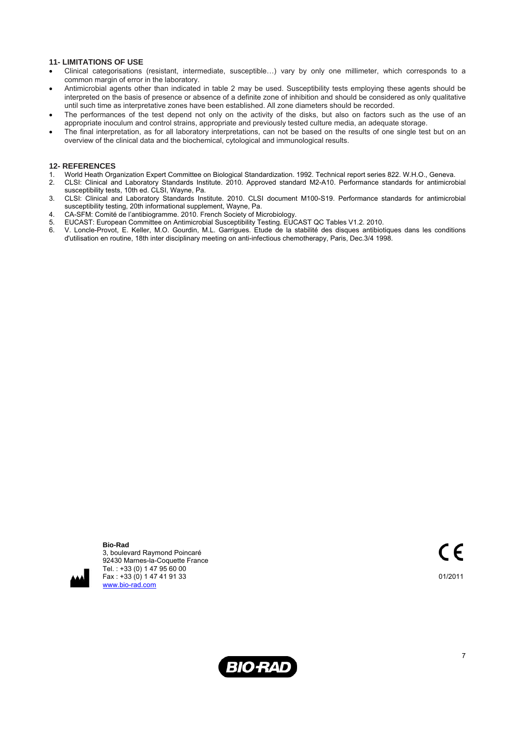## 11- LIMITATIONS OF USE

- Clinical categorisations (resistant, intermediate, susceptible…) vary by only one millimeter, which corresponds to a common margin of error in the laboratory.
- Antimicrobial agents other than indicated in table 2 may be used. Susceptibility tests employing these agents should be interpreted on the basis of presence or absence of a definite zone of inhibition and should be considered as only qualitative until such time as interpretative zones have been established. All zone diameters should be recorded.
- The performances of the test depend not only on the activity of the disks, but also on factors such as the use of an appropriate inoculum and control strains, appropriate and previously tested culture media, an adequate storage.
- The final interpretation, as for all laboratory interpretations, can not be based on the results of one single test but on an overview of the clinical data and the biochemical, cytological and immunological results.

## 12- REFERENCES

1. World Heath Organization Expert Committee on Biological Standardization. 1992. Technical report series 822. W.H.O., Geneva.
2. CLSI: Clinical and Laboratory Standards Institute. 2010. Approved standard M2-A10. Performance standards for antimicrobial susceptibility tests, 10th ed. CLSI, Wayne, Pa.
3. CLSI: Clinical and Laboratory Standards Institute. 2010. CLSI document M100-S19. Performance standards for antimicrobial susceptibility testing, 20th informational supplement, Wayne, Pa.
4. CA-SFM: Comité de l'antibiogramme. 2010. French Society of Microbiology.
5. EUCAST: European Committee on Antimicrobial Susceptibility Testing. EUCAST QC Tables V1.2. 2010.
6. V. Loncle-Provot, E. Keller, M.O. Gourdin, M.L. Garrigues. Etude de la stabilité des disques antibiotiques dans les conditions d'utilisation en routine, 18th inter disciplinary meeting on anti-infectious chemotherapy, Paris, Dec.3/4 1998.

**Bio-Rad**
3, boulevard Raymond Poincaré
92430 Marnes-la-Coquette France
Tel. : +33 (0) 1 47 95 60 00
Fax : +33 (0) 1 47 41 91 33
www.bio-rad.com

CE

01/2011

BIO-RAD